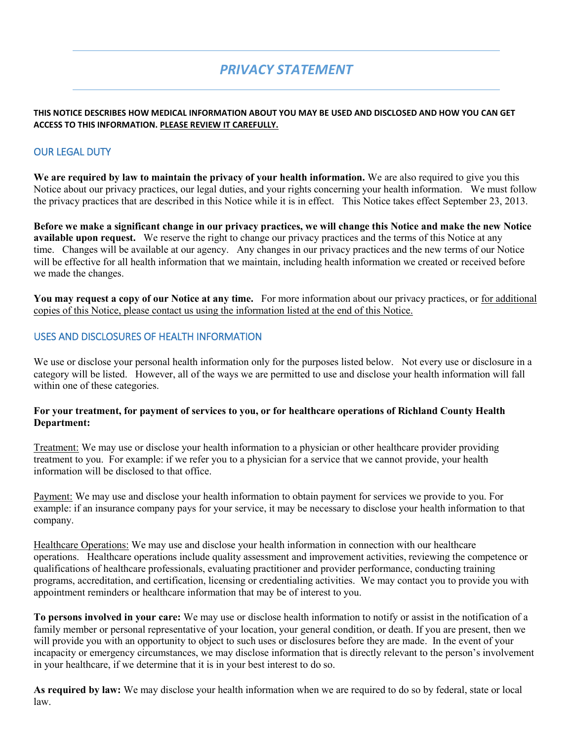# *PRIVACY STATEMENT*

**THIS NOTICE DESCRIBES HOW MEDICAL INFORMATION ABOUT YOU MAY BE USED AND DISCLOSED AND HOW YOU CAN GET ACCESS TO THIS INFORMATION. <u>PLEASE REVIEW IT CAREFULLY.</u>**

## OUR LEGAL DUTY

**We are required by law to maintain the privacy of your health information.** We are also required to give you this Notice about our privacy practices, our legal duties, and your rights concerning your health information. We must follow the privacy practices that are described in this Notice while it is in effect. This Notice takes effect September 23, 2013.

**Before we make a significant change in our privacy practices, we will change this Notice and make the new Notice available upon request.** We reserve the right to change our privacy practices and the terms of this Notice at any time. Changes will be available at our agency. Any changes in our privacy practices and the new terms of our Notice will be effective for all health information that we maintain, including health information we created or received before we made the changes.

**You may request a copy of our Notice at any time.** For more information about our privacy practices, or <u>for additional copies of this Notice, please contact us using the information listed at the end of this Notice.</u>

## USES AND DISCLOSURES OF HEALTH INFORMATION

We use or disclose your personal health information only for the purposes listed below. Not every use or disclosure in a category will be listed. However, all of the ways we are permitted to use and disclose your health information will fall within one of these categories.

**For your treatment, for payment of services to you, or for healthcare operations of Richland County Health Department:**

<u>Treatment:</u> We may use or disclose your health information to a physician or other healthcare provider providing treatment to you. For example: if we refer you to a physician for a service that we cannot provide, your health information will be disclosed to that office.

<u>Payment:</u> We may use and disclose your health information to obtain payment for services we provide to you. For example: if an insurance company pays for your service, it may be necessary to disclose your health information to that company.

<u>Healthcare Operations:</u> We may use and disclose your health information in connection with our healthcare operations. Healthcare operations include quality assessment and improvement activities, reviewing the competence or qualifications of healthcare professionals, evaluating practitioner and provider performance, conducting training programs, accreditation, and certification, licensing or credentialing activities. We may contact you to provide you with appointment reminders or healthcare information that may be of interest to you.

**To persons involved in your care:** We may use or disclose health information to notify or assist in the notification of a family member or personal representative of your location, your general condition, or death. If you are present, then we will provide you with an opportunity to object to such uses or disclosures before they are made. In the event of your incapacity or emergency circumstances, we may disclose information that is directly relevant to the person's involvement in your healthcare, if we determine that it is in your best interest to do so.

**As required by law:** We may disclose your health information when we are required to do so by federal, state or local law.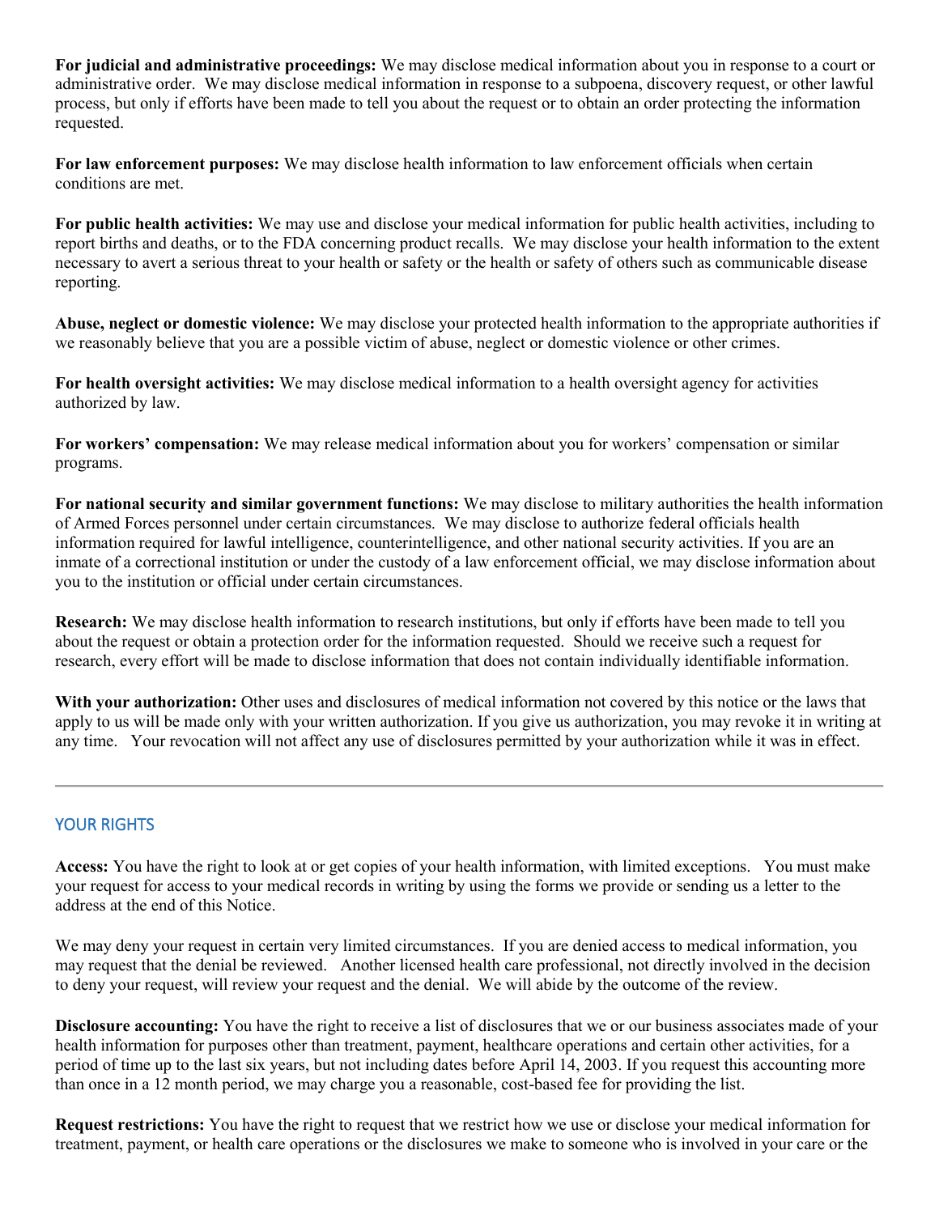**For judicial and administrative proceedings:** We may disclose medical information about you in response to a court or administrative order. We may disclose medical information in response to a subpoena, discovery request, or other lawful process, but only if efforts have been made to tell you about the request or to obtain an order protecting the information requested.

**For law enforcement purposes:** We may disclose health information to law enforcement officials when certain conditions are met.

**For public health activities:** We may use and disclose your medical information for public health activities, including to report births and deaths, or to the FDA concerning product recalls. We may disclose your health information to the extent necessary to avert a serious threat to your health or safety or the health or safety of others such as communicable disease reporting.

**Abuse, neglect or domestic violence:** We may disclose your protected health information to the appropriate authorities if we reasonably believe that you are a possible victim of abuse, neglect or domestic violence or other crimes.

**For health oversight activities:** We may disclose medical information to a health oversight agency for activities authorized by law.

**For workers' compensation:** We may release medical information about you for workers' compensation or similar programs.

**For national security and similar government functions:** We may disclose to military authorities the health information of Armed Forces personnel under certain circumstances. We may disclose to authorize federal officials health information required for lawful intelligence, counterintelligence, and other national security activities. If you are an inmate of a correctional institution or under the custody of a law enforcement official, we may disclose information about you to the institution or official under certain circumstances.

**Research:** We may disclose health information to research institutions, but only if efforts have been made to tell you about the request or obtain a protection order for the information requested. Should we receive such a request for research, every effort will be made to disclose information that does not contain individually identifiable information.

**With your authorization:** Other uses and disclosures of medical information not covered by this notice or the laws that apply to us will be made only with your written authorization. If you give us authorization, you may revoke it in writing at any time. Your revocation will not affect any use of disclosures permitted by your authorization while it was in effect.

---

## YOUR RIGHTS

**Access:** You have the right to look at or get copies of your health information, with limited exceptions. You must make your request for access to your medical records in writing by using the forms we provide or sending us a letter to the address at the end of this Notice.

We may deny your request in certain very limited circumstances. If you are denied access to medical information, you may request that the denial be reviewed. Another licensed health care professional, not directly involved in the decision to deny your request, will review your request and the denial. We will abide by the outcome of the review.

**Disclosure accounting:** You have the right to receive a list of disclosures that we or our business associates made of your health information for purposes other than treatment, payment, healthcare operations and certain other activities, for a period of time up to the last six years, but not including dates before April 14, 2003. If you request this accounting more than once in a 12 month period, we may charge you a reasonable, cost-based fee for providing the list.

**Request restrictions:** You have the right to request that we restrict how we use or disclose your medical information for treatment, payment, or health care operations or the disclosures we make to someone who is involved in your care or the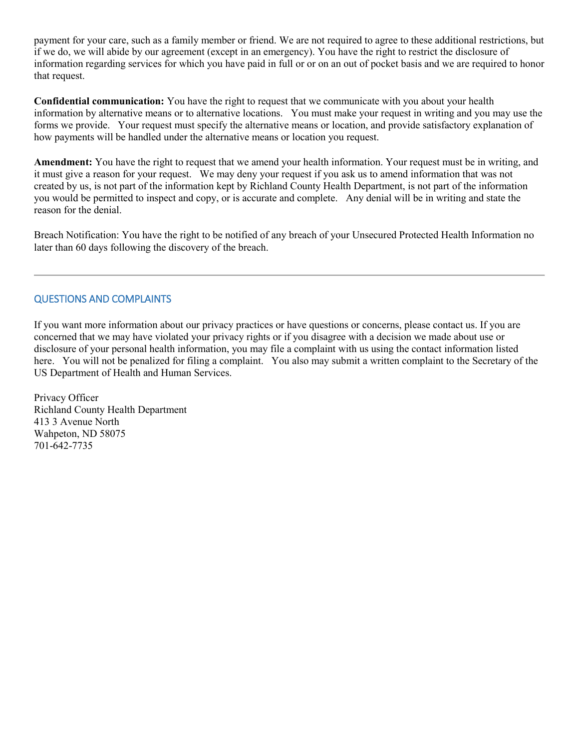payment for your care, such as a family member or friend. We are not required to agree to these additional restrictions, but if we do, we will abide by our agreement (except in an emergency). You have the right to restrict the disclosure of information regarding services for which you have paid in full or or on an out of pocket basis and we are required to honor that request.

**Confidential communication:** You have the right to request that we communicate with you about your health information by alternative means or to alternative locations. You must make your request in writing and you may use the forms we provide. Your request must specify the alternative means or location, and provide satisfactory explanation of how payments will be handled under the alternative means or location you request.

**Amendment:** You have the right to request that we amend your health information. Your request must be in writing, and it must give a reason for your request. We may deny your request if you ask us to amend information that was not created by us, is not part of the information kept by Richland County Health Department, is not part of the information you would be permitted to inspect and copy, or is accurate and complete. Any denial will be in writing and state the reason for the denial.

Breach Notification: You have the right to be notified of any breach of your Unsecured Protected Health Information no later than 60 days following the discovery of the breach.

---

## QUESTIONS AND COMPLAINTS

If you want more information about our privacy practices or have questions or concerns, please contact us. If you are concerned that we may have violated your privacy rights or if you disagree with a decision we made about use or disclosure of your personal health information, you may file a complaint with us using the contact information listed here. You will not be penalized for filing a complaint. You also may submit a written complaint to the Secretary of the US Department of Health and Human Services.

Privacy Officer
Richland County Health Department
413 3 Avenue North
Wahpeton, ND 58075
701-642-7735